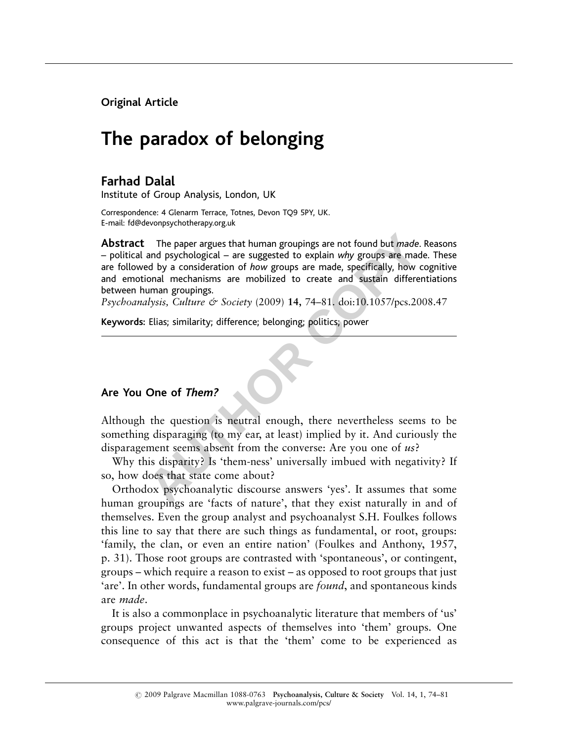Original Article

# The paradox of belonging

## Farhad Dalal

Institute of Group Analysis, London, UK

Correspondence: 4 Glenarm Terrace, Totnes, Devon TQ9 5PY, UK.
E-mail: fd@devonpsychotherapy.org.uk

**Abstract** The paper argues that human groupings are not found but *made*. Reasons – political and psychological – are suggested to explain *why* groups are made. These are followed by a consideration of *how* groups are made, specifically, how cognitive and emotional mechanisms are mobilized to create and sustain differentiations between human groupings.
*Psychoanalysis, Culture & Society* (2009) **14,** 74–81. doi:10.1057/pcs.2008.47

**Keywords:** Elias; similarity; difference; belonging; politics; power

## Are You One of *Them?*

Although the question is neutral enough, there nevertheless seems to be something disparaging (to my ear, at least) implied by it. And curiously the disparagement seems absent from the converse: Are you one of *us*?

Why this disparity? Is 'them-ness' universally imbued with negativity? If so, how does that state come about?

Orthodox psychoanalytic discourse answers 'yes'. It assumes that some human groupings are 'facts of nature', that they exist naturally in and of themselves. Even the group analyst and psychoanalyst S.H. Foulkes follows this line to say that there are such things as fundamental, or root, groups: 'family, the clan, or even an entire nation' (Foulkes and Anthony, 1957, p. 31). Those root groups are contrasted with 'spontaneous', or contingent, groups – which require a reason to exist – as opposed to root groups that just 'are'. In other words, fundamental groups are *found*, and spontaneous kinds are *made*.

It is also a commonplace in psychoanalytic literature that members of 'us' groups project unwanted aspects of themselves into 'them' groups. One consequence of this act is that the 'them' come to be experienced as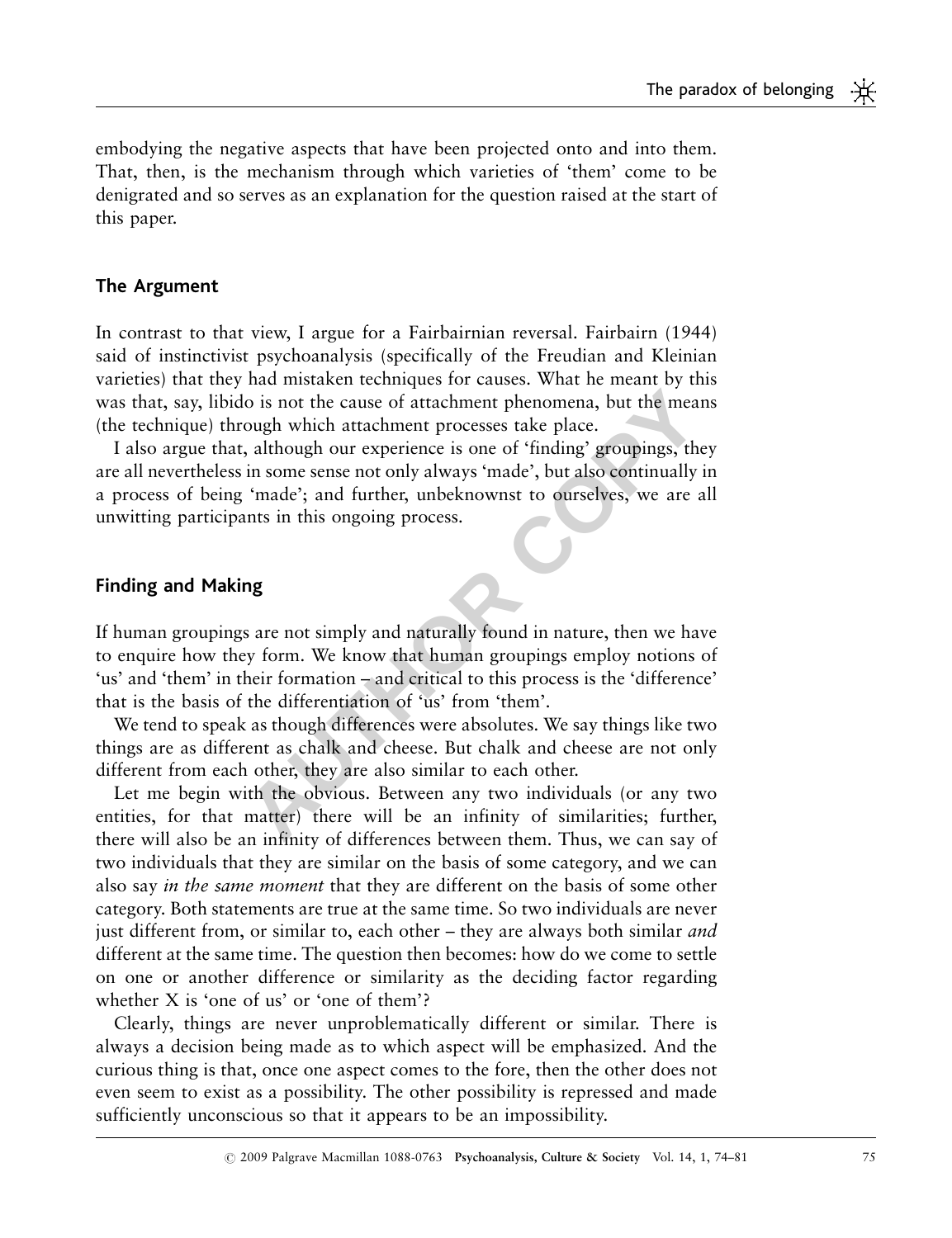embodying the negative aspects that have been projected onto and into them. That, then, is the mechanism through which varieties of 'them' come to be denigrated and so serves as an explanation for the question raised at the start of this paper.

## The Argument

In contrast to that view, I argue for a Fairbairnian reversal. Fairbairn (1944) said of instinctivist psychoanalysis (specifically of the Freudian and Kleinian varieties) that they had mistaken techniques for causes. What he meant by this was that, say, libido is not the cause of attachment phenomena, but the means (the technique) through which attachment processes take place.

I also argue that, although our experience is one of 'finding' groupings, they are all nevertheless in some sense not only always 'made', but also continually in a process of being 'made'; and further, unbeknownst to ourselves, we are all unwitting participants in this ongoing process.

## Finding and Making

If human groupings are not simply and naturally found in nature, then we have to enquire how they form. We know that human groupings employ notions of 'us' and 'them' in their formation – and critical to this process is the 'difference' that is the basis of the differentiation of 'us' from 'them'.

We tend to speak as though differences were absolutes. We say things like two things are as different as chalk and cheese. But chalk and cheese are not only different from each other, they are also similar to each other.

Let me begin with the obvious. Between any two individuals (or any two entities, for that matter) there will be an infinity of similarities; further, there will also be an infinity of differences between them. Thus, we can say of two individuals that they are similar on the basis of some category, and we can also say *in the same moment* that they are different on the basis of some other category. Both statements are true at the same time. So two individuals are never just different from, or similar to, each other – they are always both similar *and* different at the same time. The question then becomes: how do we come to settle on one or another difference or similarity as the deciding factor regarding whether X is 'one of us' or 'one of them'?

Clearly, things are never unproblematically different or similar. There is always a decision being made as to which aspect will be emphasized. And the curious thing is that, once one aspect comes to the fore, then the other does not even seem to exist as a possibility. The other possibility is repressed and made sufficiently unconscious so that it appears to be an impossibility.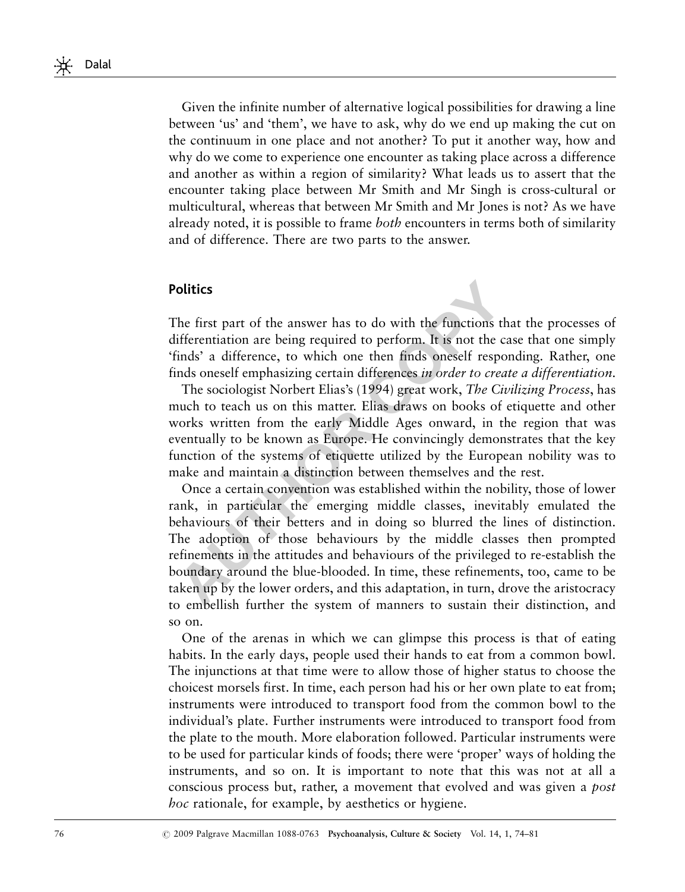Given the infinite number of alternative logical possibilities for drawing a line between 'us' and 'them', we have to ask, why do we end up making the cut on the continuum in one place and not another? To put it another way, how and why do we come to experience one encounter as taking place across a difference and another as within a region of similarity? What leads us to assert that the encounter taking place between Mr Smith and Mr Singh is cross-cultural or multicultural, whereas that between Mr Smith and Mr Jones is not? As we have already noted, it is possible to frame *both* encounters in terms both of similarity and of difference. There are two parts to the answer.

## Politics

The first part of the answer has to do with the functions that the processes of differentiation are being required to perform. It is not the case that one simply 'finds' a difference, to which one then finds oneself responding. Rather, one finds oneself emphasizing certain differences *in order to create a differentiation*.

The sociologist Norbert Elias's (1994) great work, *The Civilizing Process*, has much to teach us on this matter. Elias draws on books of etiquette and other works written from the early Middle Ages onward, in the region that was eventually to be known as Europe. He convincingly demonstrates that the key function of the systems of etiquette utilized by the European nobility was to make and maintain a distinction between themselves and the rest.

Once a certain convention was established within the nobility, those of lower rank, in particular the emerging middle classes, inevitably emulated the behaviours of their betters and in doing so blurred the lines of distinction. The adoption of those behaviours by the middle classes then prompted refinements in the attitudes and behaviours of the privileged to re-establish the boundary around the blue-blooded. In time, these refinements, too, came to be taken up by the lower orders, and this adaptation, in turn, drove the aristocracy to embellish further the system of manners to sustain their distinction, and so on.

One of the arenas in which we can glimpse this process is that of eating habits. In the early days, people used their hands to eat from a common bowl. The injunctions at that time were to allow those of higher status to choose the choicest morsels first. In time, each person had his or her own plate to eat from; instruments were introduced to transport food from the common bowl to the individual's plate. Further instruments were introduced to transport food from the plate to the mouth. More elaboration followed. Particular instruments were to be used for particular kinds of foods; there were 'proper' ways of holding the instruments, and so on. It is important to note that this was not at all a conscious process but, rather, a movement that evolved and was given a *post hoc* rationale, for example, by aesthetics or hygiene.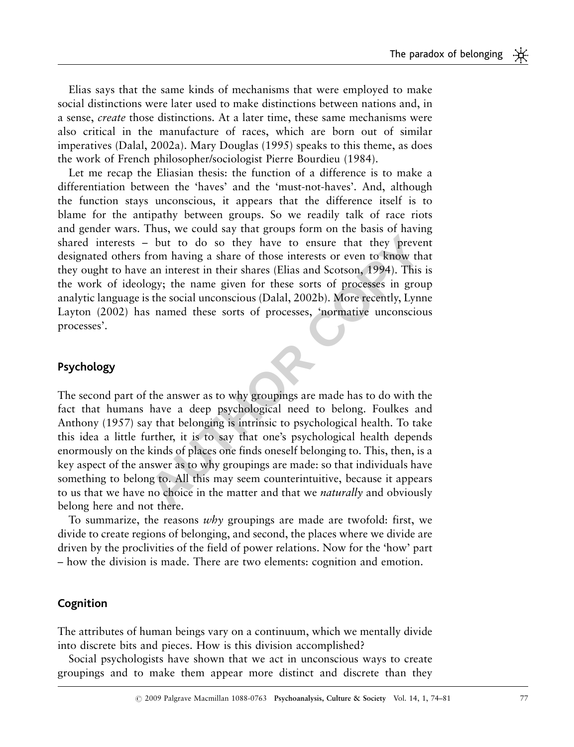Elias says that the same kinds of mechanisms that were employed to make social distinctions were later used to make distinctions between nations and, in a sense, *create* those distinctions. At a later time, these same mechanisms were also critical in the manufacture of races, which are born out of similar imperatives (Dalal, 2002a). Mary Douglas (1995) speaks to this theme, as does the work of French philosopher/sociologist Pierre Bourdieu (1984).

Let me recap the Eliasian thesis: the function of a difference is to make a differentiation between the 'haves' and the 'must-not-haves'. And, although the function stays unconscious, it appears that the difference itself is to blame for the antipathy between groups. So we readily talk of race riots and gender wars. Thus, we could say that groups form on the basis of having shared interests – but to do so they have to ensure that they prevent designated others from having a share of those interests or even to know that they ought to have an interest in their shares (Elias and Scotson, 1994). This is the work of ideology; the name given for these sorts of processes in group analytic language is the social unconscious (Dalal, 2002b). More recently, Lynne Layton (2002) has named these sorts of processes, 'normative unconscious processes'.

## Psychology

The second part of the answer as to why groupings are made has to do with the fact that humans have a deep psychological need to belong. Foulkes and Anthony (1957) say that belonging is intrinsic to psychological health. To take this idea a little further, it is to say that one's psychological health depends enormously on the kinds of places one finds oneself belonging to. This, then, is a key aspect of the answer as to why groupings are made: so that individuals have something to belong to. All this may seem counterintuitive, because it appears to us that we have no choice in the matter and that we *naturally* and obviously belong here and not there.

To summarize, the reasons *why* groupings are made are twofold: first, we divide to create regions of belonging, and second, the places where we divide are driven by the proclivities of the field of power relations. Now for the 'how' part – how the division is made. There are two elements: cognition and emotion.

## Cognition

The attributes of human beings vary on a continuum, which we mentally divide into discrete bits and pieces. How is this division accomplished?

Social psychologists have shown that we act in unconscious ways to create groupings and to make them appear more distinct and discrete than they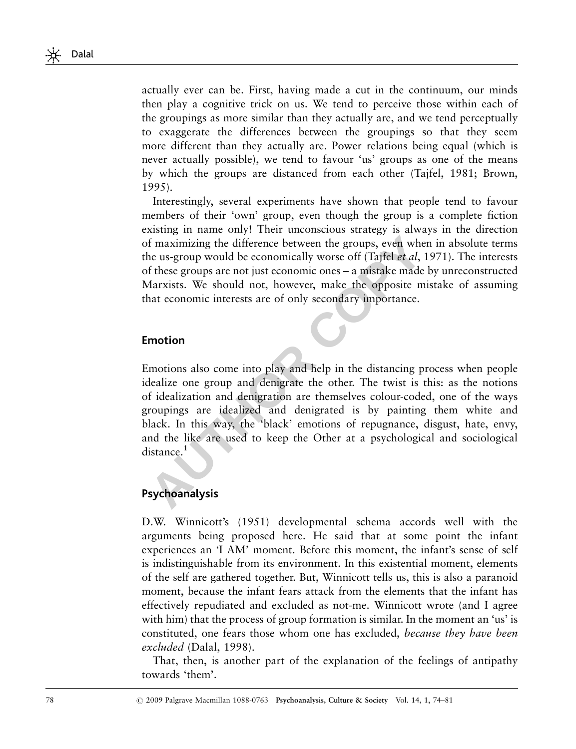actually ever can be. First, having made a cut in the continuum, our minds then play a cognitive trick on us. We tend to perceive those within each of the groupings as more similar than they actually are, and we tend perceptually to exaggerate the differences between the groupings so that they seem more different than they actually are. Power relations being equal (which is never actually possible), we tend to favour 'us' groups as one of the means by which the groups are distanced from each other (Tajfel, 1981; Brown, 1995).

Interestingly, several experiments have shown that people tend to favour members of their 'own' group, even though the group is a complete fiction existing in name only! Their unconscious strategy is always in the direction of maximizing the difference between the groups, even when in absolute terms the us-group would be economically worse off (Tajfel *et al*, 1971). The interests of these groups are not just economic ones – a mistake made by unreconstructed Marxists. We should not, however, make the opposite mistake of assuming that economic interests are of only secondary importance.

## Emotion

Emotions also come into play and help in the distancing process when people idealize one group and denigrate the other. The twist is this: as the notions of idealization and denigration are themselves colour-coded, one of the ways groupings are idealized and denigrated is by painting them white and black. In this way, the 'black' emotions of repugnance, disgust, hate, envy, and the like are used to keep the Other at a psychological and sociological distance.[1]

## Psychoanalysis

D.W. Winnicott's (1951) developmental schema accords well with the arguments being proposed here. He said that at some point the infant experiences an 'I AM' moment. Before this moment, the infant's sense of self is indistinguishable from its environment. In this existential moment, elements of the self are gathered together. But, Winnicott tells us, this is also a paranoid moment, because the infant fears attack from the elements that the infant has effectively repudiated and excluded as not-me. Winnicott wrote (and I agree with him) that the process of group formation is similar. In the moment an 'us' is constituted, one fears those whom one has excluded, *because they have been excluded* (Dalal, 1998).

That, then, is another part of the explanation of the feelings of antipathy towards 'them'.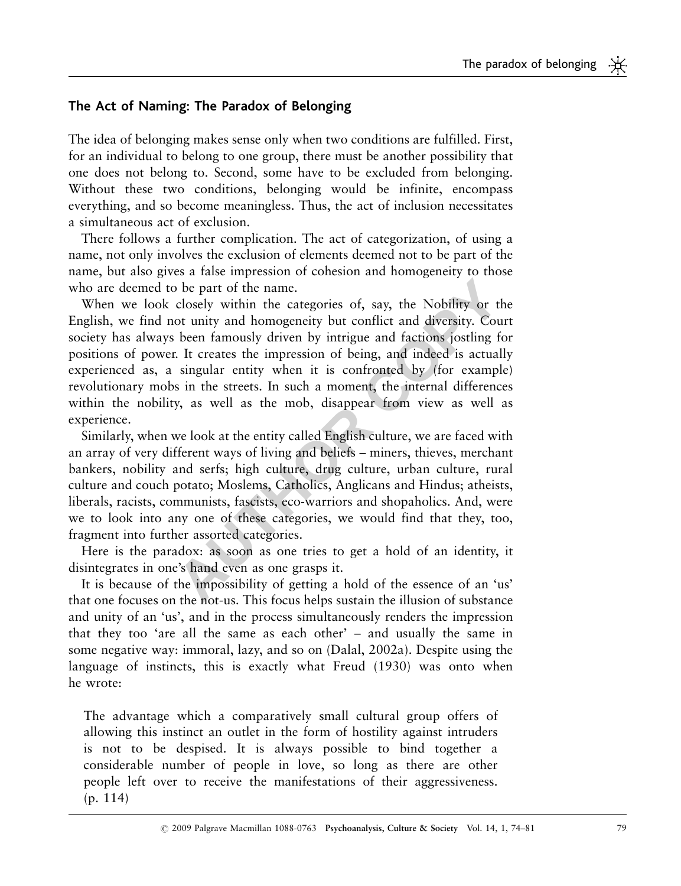## The Act of Naming: The Paradox of Belonging

The idea of belonging makes sense only when two conditions are fulfilled. First, for an individual to belong to one group, there must be another possibility that one does not belong to. Second, some have to be excluded from belonging. Without these two conditions, belonging would be infinite, encompass everything, and so become meaningless. Thus, the act of inclusion necessitates a simultaneous act of exclusion.

There follows a further complication. The act of categorization, of using a name, not only involves the exclusion of elements deemed not to be part of the name, but also gives a false impression of cohesion and homogeneity to those who are deemed to be part of the name.

When we look closely within the categories of, say, the Nobility or the English, we find not unity and homogeneity but conflict and diversity. Court society has always been famously driven by intrigue and factions jostling for positions of power. It creates the impression of being, and indeed is actually experienced as, a singular entity when it is confronted by (for example) revolutionary mobs in the streets. In such a moment, the internal differences within the nobility, as well as the mob, disappear from view as well as experience.

Similarly, when we look at the entity called English culture, we are faced with an array of very different ways of living and beliefs – miners, thieves, merchant bankers, nobility and serfs; high culture, drug culture, urban culture, rural culture and couch potato; Moslems, Catholics, Anglicans and Hindus; atheists, liberals, racists, communists, fascists, eco-warriors and shopaholics. And, were we to look into any one of these categories, we would find that they, too, fragment into further assorted categories.

Here is the paradox: as soon as one tries to get a hold of an identity, it disintegrates in one's hand even as one grasps it.

It is because of the impossibility of getting a hold of the essence of an 'us' that one focuses on the not-us. This focus helps sustain the illusion of substance and unity of an 'us', and in the process simultaneously renders the impression that they too 'are all the same as each other' – and usually the same in some negative way: immoral, lazy, and so on (Dalal, 2002a). Despite using the language of instincts, this is exactly what Freud (1930) was onto when he wrote:

> The advantage which a comparatively small cultural group offers of allowing this instinct an outlet in the form of hostility against intruders is not to be despised. It is always possible to bind together a considerable number of people in love, so long as there are other people left over to receive the manifestations of their aggressiveness. (p. 114)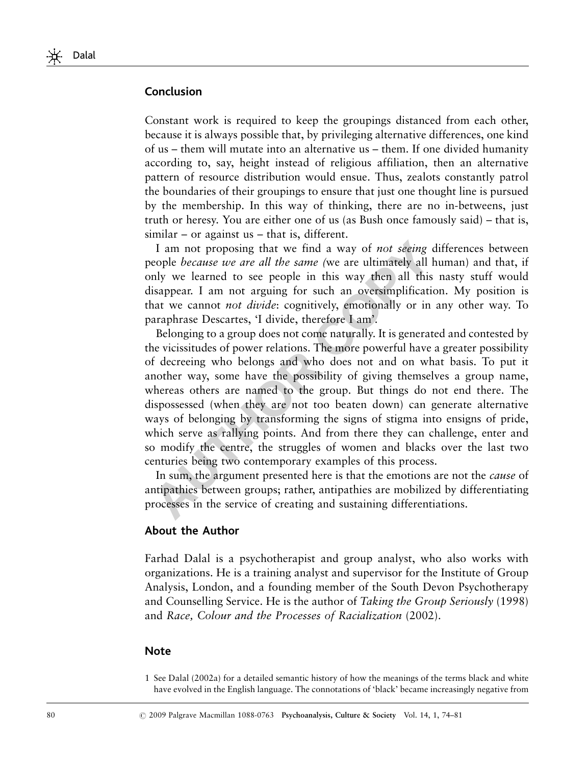## Conclusion

Constant work is required to keep the groupings distanced from each other, because it is always possible that, by privileging alternative differences, one kind of us – them will mutate into an alternative us – them. If one divided humanity according to, say, height instead of religious affiliation, then an alternative pattern of resource distribution would ensue. Thus, zealots constantly patrol the boundaries of their groupings to ensure that just one thought line is pursued by the membership. In this way of thinking, there are no in-betweens, just truth or heresy. You are either one of us (as Bush once famously said) – that is, similar – or against us – that is, different.

I am not proposing that we find a way of *not seeing* differences between people *because we are all the same (*we are ultimately all human) and that, if only we learned to see people in this way then all this nasty stuff would disappear. I am not arguing for such an oversimplification. My position is that we cannot *not divide*: cognitively, emotionally or in any other way. To paraphrase Descartes, 'I divide, therefore I am'.

Belonging to a group does not come naturally. It is generated and contested by the vicissitudes of power relations. The more powerful have a greater possibility of decreeing who belongs and who does not and on what basis. To put it another way, some have the possibility of giving themselves a group name, whereas others are named to the group. But things do not end there. The dispossessed (when they are not too beaten down) can generate alternative ways of belonging by transforming the signs of stigma into ensigns of pride, which serve as rallying points. And from there they can challenge, enter and so modify the centre, the struggles of women and blacks over the last two centuries being two contemporary examples of this process.

In sum, the argument presented here is that the emotions are not the *cause* of antipathies between groups; rather, antipathies are mobilized by differentiating processes in the service of creating and sustaining differentiations.

## About the Author

Farhad Dalal is a psychotherapist and group analyst, who also works with organizations. He is a training analyst and supervisor for the Institute of Group Analysis, London, and a founding member of the South Devon Psychotherapy and Counselling Service. He is the author of *Taking the Group Seriously* (1998) and *Race, Colour and the Processes of Racialization* (2002).

## Note

1 See Dalal (2002a) for a detailed semantic history of how the meanings of the terms black and white have evolved in the English language. The connotations of 'black' became increasingly negative from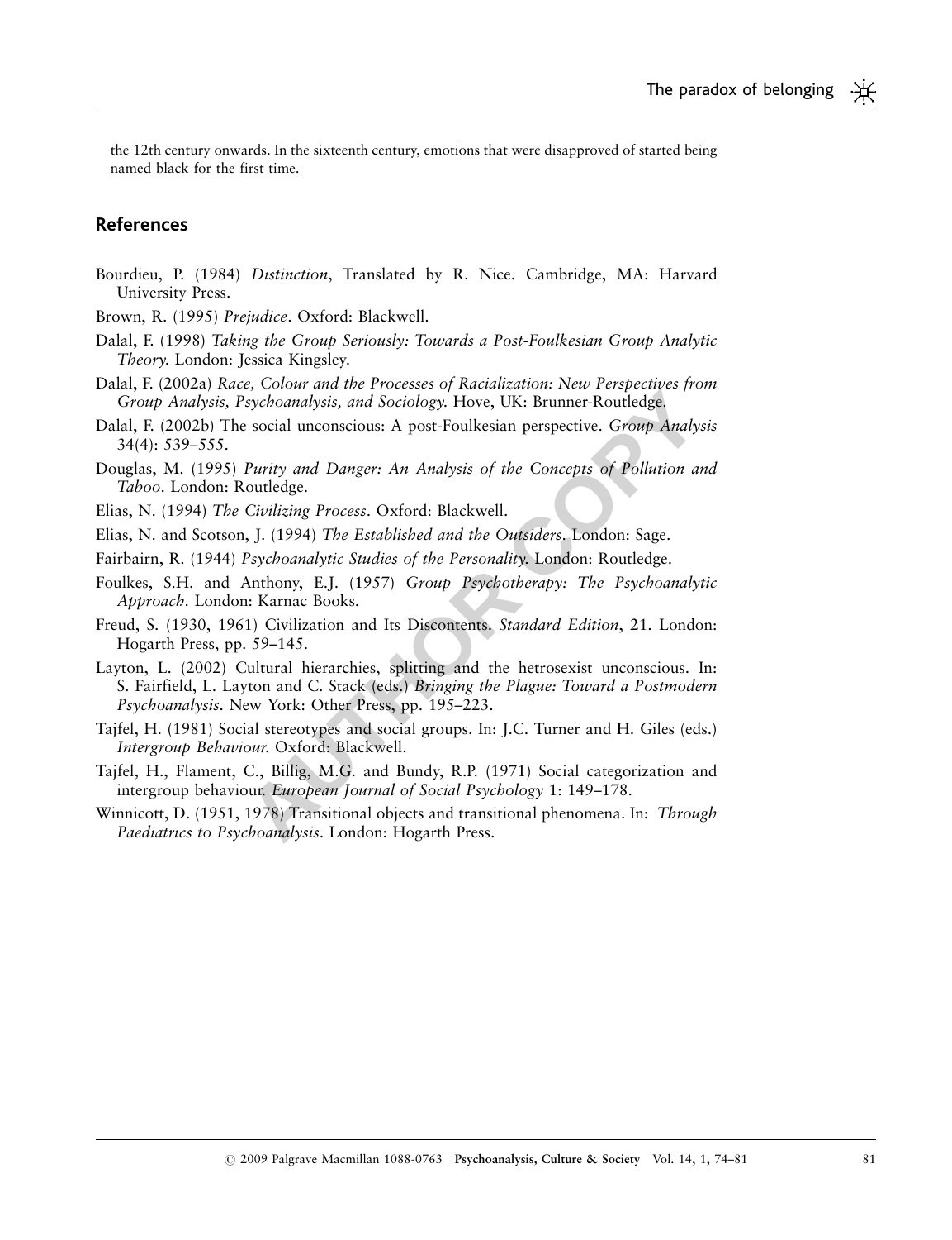the 12th century onwards. In the sixteenth century, emotions that were disapproved of started being named black for the first time.

## References

Bourdieu, P. (1984) *Distinction*, Translated by R. Nice. Cambridge, MA: Harvard University Press.

Brown, R. (1995) *Prejudice*. Oxford: Blackwell.

Dalal, F. (1998) *Taking the Group Seriously: Towards a Post-Foulkesian Group Analytic Theory*. London: Jessica Kingsley.

Dalal, F. (2002a) *Race, Colour and the Processes of Racialization: New Perspectives from Group Analysis, Psychoanalysis, and Sociology*. Hove, UK: Brunner-Routledge.

Dalal, F. (2002b) The social unconscious: A post-Foulkesian perspective. *Group Analysis* 34(4): 539–555.

Douglas, M. (1995) *Purity and Danger: An Analysis of the Concepts of Pollution and Taboo*. London: Routledge.

Elias, N. (1994) *The Civilizing Process*. Oxford: Blackwell.

Elias, N. and Scotson, J. (1994) *The Established and the Outsiders*. London: Sage.

Fairbairn, R. (1944) *Psychoanalytic Studies of the Personality*. London: Routledge.

Foulkes, S.H. and Anthony, E.J. (1957) *Group Psychotherapy: The Psychoanalytic Approach*. London: Karnac Books.

Freud, S. (1930, 1961) Civilization and Its Discontents. *Standard Edition*, 21. London: Hogarth Press, pp. 59–145.

Layton, L. (2002) Cultural hierarchies, splitting and the hetrosexist unconscious. In: S. Fairfield, L. Layton and C. Stack (eds.) *Bringing the Plague: Toward a Postmodern Psychoanalysis*. New York: Other Press, pp. 195–223.

Tajfel, H. (1981) Social stereotypes and social groups. In: J.C. Turner and H. Giles (eds.) *Intergroup Behaviour*. Oxford: Blackwell.

Tajfel, H., Flament, C., Billig, M.G. and Bundy, R.P. (1971) Social categorization and intergroup behaviour. *European Journal of Social Psychology* 1: 149–178.

Winnicott, D. (1951, 1978) Transitional objects and transitional phenomena. In: *Through Paediatrics to Psychoanalysis*. London: Hogarth Press.